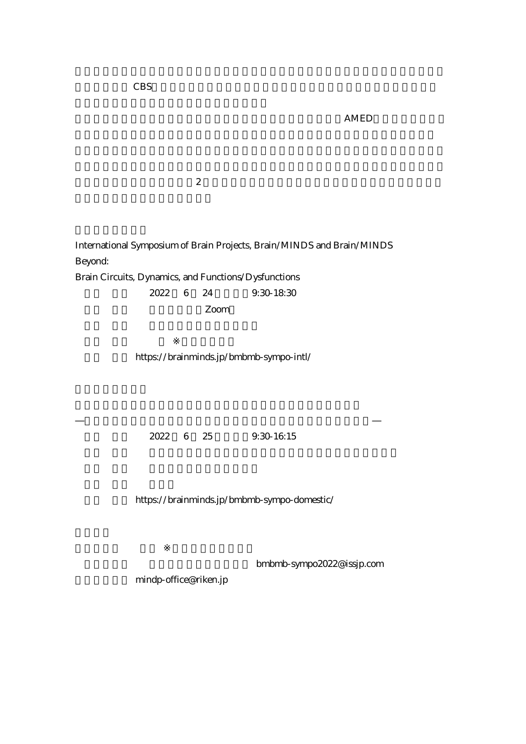CBS

AMED

2

International Symposium of Brain Projects, Brain/MINDS and Brain/MINDS Beyond:
Brain Circuits, Dynamics, and Functions/Dysfunctions

2022 6 24 9:30-18:30

Zoom

※

https://brainminds.jp/bmbmb-sympo-intl/

— —

2022 6 25 9:30-16:15

https://brainminds.jp/bmbmb-sympo-domestic/

※

bmbmb-sympo2022@issjp.com

mindp-office@riken.jp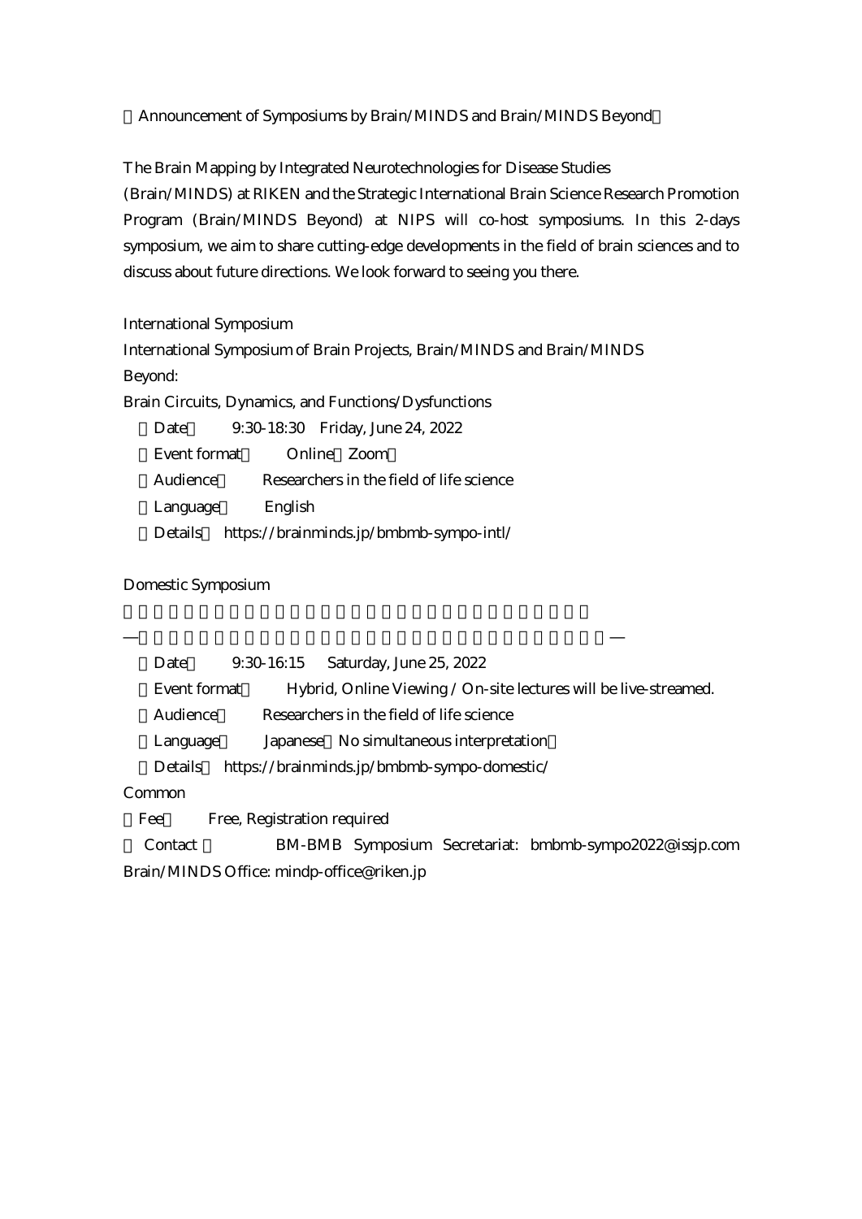Announcement of Symposiums by Brain/MINDS and Brain/MINDS Beyond

The Brain Mapping by Integrated Neurotechnologies for Disease Studies (Brain/MINDS) at RIKEN and the Strategic International Brain Science Research Promotion Program (Brain/MINDS Beyond) at NIPS will co-host symposiums. In this 2-days symposium, we aim to share cutting-edge developments in the field of brain sciences and to discuss about future directions. We look forward to seeing you there.

International Symposium

International Symposium of Brain Projects, Brain/MINDS and Brain/MINDS Beyond:

Brain Circuits, Dynamics, and Functions/Dysfunctions

- Date　9:30-18:30　Friday, June 24, 2022
- Event format　Online　Zoom
- Audience　Researchers in the field of life science
- Language　English
- Details　https://brainminds.jp/bmbmb-sympo-intl/

Domestic Symposium

—　—

- Date　9:30-16:15　Saturday, June 25, 2022
- Event format　Hybrid, Online Viewing / On-site lectures will be live-streamed.
- Audience　Researchers in the field of life science
- Language　Japanese　No simultaneous interpretation
- Details　https://brainminds.jp/bmbmb-sympo-domestic/

Common

- Fee　Free, Registration required
- Contact　BM-BMB Symposium Secretariat: bmbmb-sympo2022@issjp.com Brain/MINDS Office: mindp-office@riken.jp